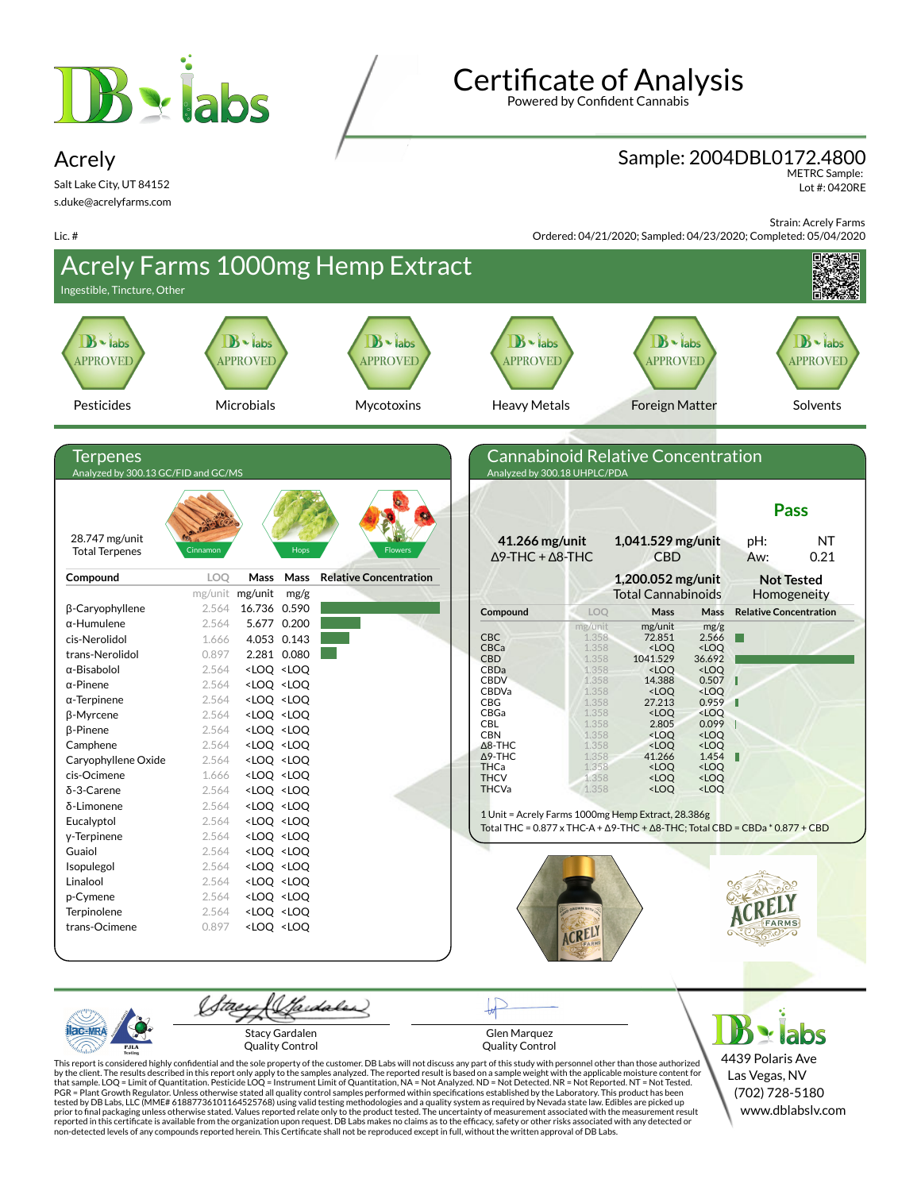# Certificate of Analysis

Powered by Confident Cannabis

## Acrely

Salt Lake City, UT 84152
s.duke@acrelyfarms.com

Lic. #

**Sample: 2004DBL0172.4800**
METRC Sample:
Lot #: 0420RE

Strain: Acrely Farms
Ordered: 04/21/2020; Sampled: 04/23/2020; Completed: 05/04/2020

# Acrely Farms 1000mg Hemp Extract

Ingestible, Tincture, Other

| Pesticides | Microbials | Mycotoxins | Heavy Metals | Foreign Matter | Solvents |
|---|---|---|---|---|---|
| APPROVED | APPROVED | APPROVED | APPROVED | APPROVED | APPROVED |

## Terpenes

Analyzed by 300.13 GC/FID and GC/MS

28.747 mg/unit
Total Terpenes

Cinnamon | Hops | Flowers

| Compound | LOQ | Mass | Mass | Relative Concentration |
|---|---|---|---|---|
| | mg/unit | mg/unit | mg/g | |
| β-Caryophyllene | 2.564 | 16.736 | 0.590 | |
| α-Humulene | 2.564 | 5.677 | 0.200 | |
| cis-Nerolidol | 1.666 | 4.053 | 0.143 | |
| trans-Nerolidol | 0.897 | 2.281 | 0.080 | |
| α-Bisabolol | 2.564 | <LOQ | <LOQ | |
| α-Pinene | 2.564 | <LOQ | <LOQ | |
| α-Terpinene | 2.564 | <LOQ | <LOQ | |
| β-Myrcene | 2.564 | <LOQ | <LOQ | |
| β-Pinene | 2.564 | <LOQ | <LOQ | |
| Camphene | 2.564 | <LOQ | <LOQ | |
| Caryophyllene Oxide | 2.564 | <LOQ | <LOQ | |
| cis-Ocimene | 1.666 | <LOQ | <LOQ | |
| δ-3-Carene | 2.564 | <LOQ | <LOQ | |
| δ-Limonene | 2.564 | <LOQ | <LOQ | |
| Eucalyptol | 2.564 | <LOQ | <LOQ | |
| γ-Terpinene | 2.564 | <LOQ | <LOQ | |
| Guaiol | 2.564 | <LOQ | <LOQ | |
| Isopulegol | 2.564 | <LOQ | <LOQ | |
| Linalool | 2.564 | <LOQ | <LOQ | |
| p-Cymene | 2.564 | <LOQ | <LOQ | |
| Terpinolene | 2.564 | <LOQ | <LOQ | |
| trans-Ocimene | 0.897 | <LOQ | <LOQ | |

## Cannabinoid Relative Concentration

Analyzed by 300.18 UHPLC/PDA

**Pass**

**41.266 mg/unit**
Δ9-THC + Δ8-THC

**1,041.529 mg/unit**
CBD

**1,200.052 mg/unit**
Total Cannabinoids

pH: NT
Aw: 0.21

**Not Tested**
Homogeneity

| Compound | LOQ | Mass | Mass | Relative Concentration |
|---|---|---|---|---|
| | mg/unit | mg/unit | mg/g | |
| CBC | 1.358 | 72.851 | 2.566 | |
| CBCa | 1.358 | <LOQ | <LOQ | |
| CBD | 1.358 | 1041.529 | 36.692 | |
| CBDa | 1.358 | <LOQ | <LOQ | |
| CBDV | 1.358 | 14.388 | 0.507 | |
| CBDVa | 1.358 | <LOQ | <LOQ | |
| CBG | 1.358 | 27.213 | 0.959 | |
| CBGa | 1.358 | <LOQ | <LOQ | |
| CBL | 1.358 | 2.805 | 0.099 | |
| CBN | 1.358 | <LOQ | <LOQ | |
| Δ8-THC | 1.358 | <LOQ | <LOQ | |
| Δ9-THC | 1.358 | 41.266 | 1.454 | |
| THCa | 1.358 | <LOQ | <LOQ | |
| THCV | 1.358 | <LOQ | <LOQ | |
| THCVa | 1.358 | <LOQ | <LOQ | |

1 Unit = Acrely Farms 1000mg Hemp Extract, 28.386g
Total THC = 0.877 x THC-A + Δ9-THC + Δ8-THC; Total CBD = CBDa * 0.877 + CBD

Stacy Gardalen
Quality Control

Glen Marquez
Quality Control

DB labs
4439 Polaris Ave
Las Vegas, NV
(702) 728-5180
www.dblabslv.com

This report is considered highly confidential and the sole property of the customer. DB Labs will not discuss any part of this study with personnel other than those authorized by the client. The results described in this report only apply to the samples analyzed. The reported result is based on a sample weight with the applicable moisture content for that sample. LOQ = Limit of Quantitation. Pesticide LOQ = Instrument Limit of Quantitation, NA = Not Analyzed. ND = Not Detected. NR = Not Reported. NT = Not Tested. PGR = Plant Growth Regulator. Unless otherwise stated all quality control samples performed within specifications established by the Laboratory. This product has been tested by DB Labs, LLC (MME# 61887736101164525768) using valid testing methodologies and a quality system as required by Nevada state law. Edibles are picked up prior to final packaging unless otherwise stated. Values reported relate only to the product tested. The uncertainty of measurement associated with the measurement result reported in this certificate is available from the organization upon request. DB Labs makes no claims as to the efficacy, safety or other risks associated with any detected or non-detected levels of any compounds reported herein. This Certificate shall not be reproduced except in full, without the written approval of DB Labs.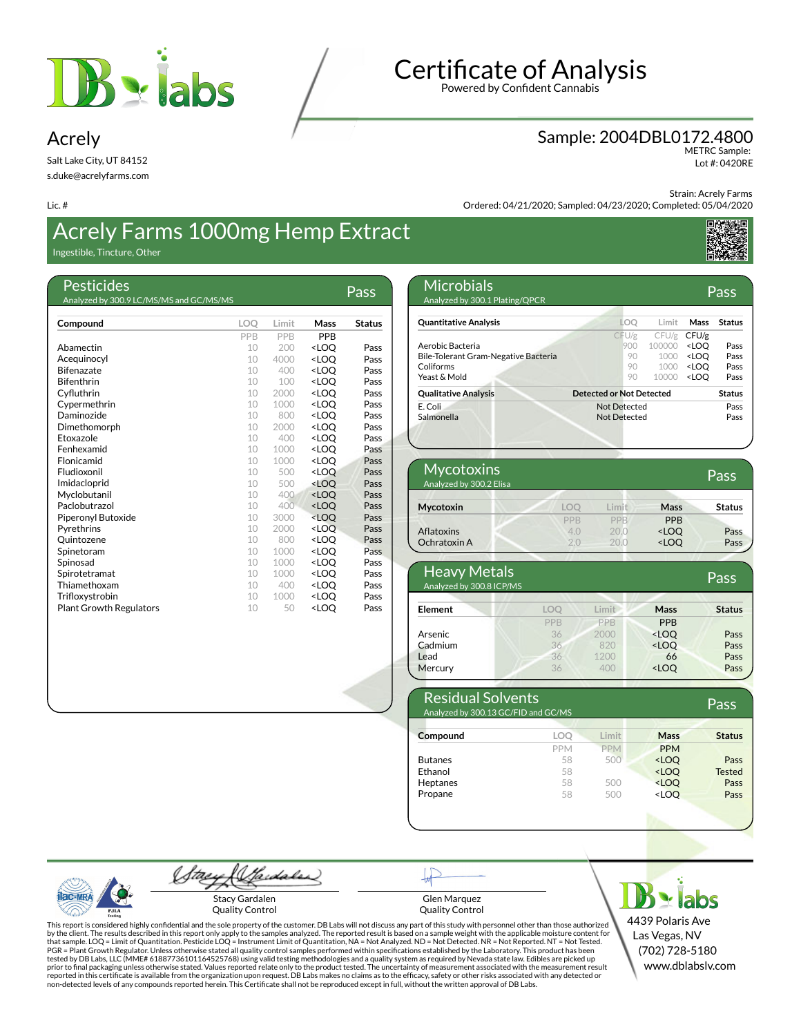# Certificate of Analysis

Powered by Confident Cannabis

**Acrely**

Salt Lake City, UT 84152

s.duke@acrelyfarms.com

Lic. #

## Sample: 2004DBL0172.4800

METRC Sample:

Lot #: 0420RE

Strain: Acrely Farms

Ordered: 04/21/2020; Sampled: 04/23/2020; Completed: 05/04/2020

# Acrely Farms 1000mg Hemp Extract

Ingestible, Tincture, Other

## Pesticides — Pass

Analyzed by 300.9 LC/MS/MS and GC/MS/MS

| Compound | LOQ | Limit | Mass | Status |
|---|---|---|---|---|
| | PPB | PPB | PPB | |
| Abamectin | 10 | 200 | <LOQ | Pass |
| Acequinocyl | 10 | 4000 | <LOQ | Pass |
| Bifenazate | 10 | 400 | <LOQ | Pass |
| Bifenthrin | 10 | 100 | <LOQ | Pass |
| Cyfluthrin | 10 | 2000 | <LOQ | Pass |
| Cypermethrin | 10 | 1000 | <LOQ | Pass |
| Daminozide | 10 | 800 | <LOQ | Pass |
| Dimethomorph | 10 | 2000 | <LOQ | Pass |
| Etoxazole | 10 | 400 | <LOQ | Pass |
| Fenhexamid | 10 | 1000 | <LOQ | Pass |
| Flonicamid | 10 | 1000 | <LOQ | Pass |
| Fludioxonil | 10 | 500 | <LOQ | Pass |
| Imidacloprid | 10 | 500 | <LOQ | Pass |
| Myclobutanil | 10 | 400 | <LOQ | Pass |
| Paclobutrazol | 10 | 400 | <LOQ | Pass |
| Piperonyl Butoxide | 10 | 3000 | <LOQ | Pass |
| Pyrethrins | 10 | 2000 | <LOQ | Pass |
| Quintozene | 10 | 800 | <LOQ | Pass |
| Spinetoram | 10 | 1000 | <LOQ | Pass |
| Spinosad | 10 | 1000 | <LOQ | Pass |
| Spirotetramat | 10 | 1000 | <LOQ | Pass |
| Thiamethoxam | 10 | 400 | <LOQ | Pass |
| Trifloxystrobin | 10 | 1000 | <LOQ | Pass |
| Plant Growth Regulators | 10 | 50 | <LOQ | Pass |

## Microbials — Pass

Analyzed by 300.1 Plating/QPCR

| Quantitative Analysis | LOQ | Limit | Mass | Status |
|---|---|---|---|---|
| | CFU/g | CFU/g | CFU/g | |
| Aerobic Bacteria | 900 | 100000 | <LOQ | Pass |
| Bile-Tolerant Gram-Negative Bacteria | 90 | 1000 | <LOQ | Pass |
| Coliforms | 90 | 1000 | <LOQ | Pass |
| Yeast & Mold | 90 | 10000 | <LOQ | Pass |

| Qualitative Analysis | Detected or Not Detected | Status |
|---|---|---|
| E. Coli | Not Detected | Pass |
| Salmonella | Not Detected | Pass |

## Mycotoxins — Pass

Analyzed by 300.2 Elisa

| Mycotoxin | LOQ | Limit | Mass | Status |
|---|---|---|---|---|
| | PPB | PPB | PPB | |
| Aflatoxins | 4.0 | 20.0 | <LOQ | Pass |
| Ochratoxin A | 2.0 | 20.0 | <LOQ | Pass |

## Heavy Metals — Pass

Analyzed by 300.8 ICP/MS

| Element | LOQ | Limit | Mass | Status |
|---|---|---|---|---|
| | PPB | PPB | PPB | |
| Arsenic | 36 | 2000 | <LOQ | Pass |
| Cadmium | 36 | 820 | <LOQ | Pass |
| Lead | 36 | 1200 | 66 | Pass |
| Mercury | 36 | 400 | <LOQ | Pass |

## Residual Solvents — Pass

Analyzed by 300.13 GC/FID and GC/MS

| Compound | LOQ | Limit | Mass | Status |
|---|---|---|---|---|
| | PPM | PPM | PPM | |
| Butanes | 58 | 500 | <LOQ | Pass |
| Ethanol | 58 | | <LOQ | Tested |
| Heptanes | 58 | 500 | <LOQ | Pass |
| Propane | 58 | 500 | <LOQ | Pass |

Stacy Gardalen
Quality Control

Glen Marquez
Quality Control

DB labs
4439 Polaris Ave
Las Vegas, NV
(702) 728-5180
www.dblabslv.com

This report is considered highly confidential and the sole property of the customer. DB Labs will not discuss any part of this study with personnel other than those authorized by the client. The results described in this report only apply to the samples analyzed. The reported result is based on a sample weight with the applicable moisture content for that sample. LOQ = Limit of Quantitation. Pesticide LOQ = Instrument Limit of Quantitation, NA = Not Analyzed. ND = Not Detected. NR = Not Reported. NT = Not Tested. PGR = Plant Growth Regulator. Unless otherwise stated all quality control samples performed within specifications established by the Laboratory. This product has been tested by DB Labs, LLC (MME# 61887736101164525768) using valid testing methodologies and a quality system as required by Nevada state law. Edibles are picked up prior to final packaging unless otherwise stated. Values reported relate only to the product tested. The uncertainty of measurement associated with the measurement result reported in this certificate is available from the organization upon request. DB Labs makes no claims as to the efficacy, safety or other risks associated with any detected or non-detected levels of any compounds reported herein. This Certificate shall not be reproduced except in full, without the written approval of DB Labs.